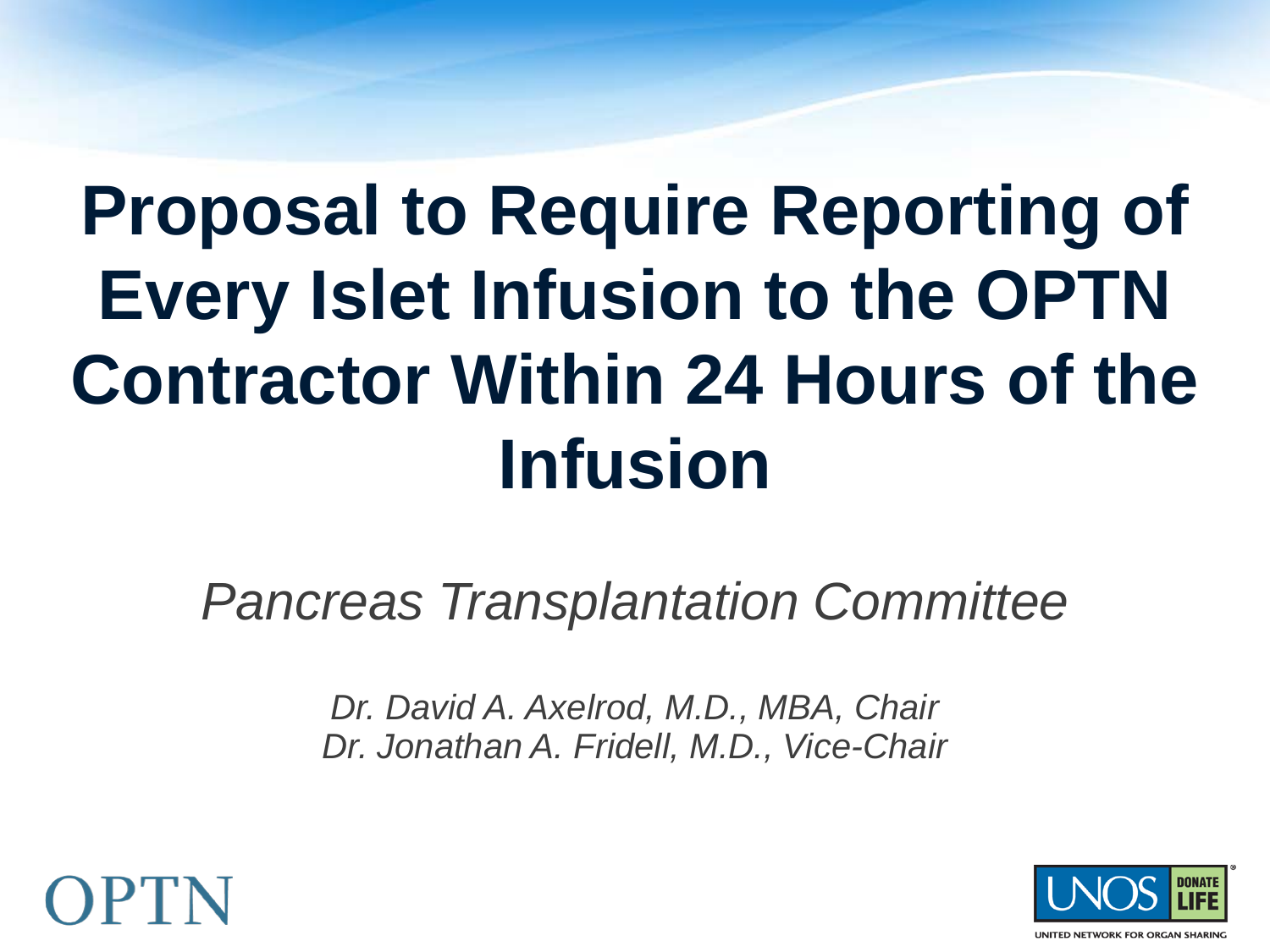# Proposal to Require Reporting of Every Islet Infusion to the OPTN Contractor Within 24 Hours of the Infusion

*Pancreas Transplantation Committee*

*Dr. David A. Axelrod, M.D., MBA, Chair*
*Dr. Jonathan A. Fridell, M.D., Vice-Chair*

OPTN

UNOS DONATE LIFE
UNITED NETWORK FOR ORGAN SHARING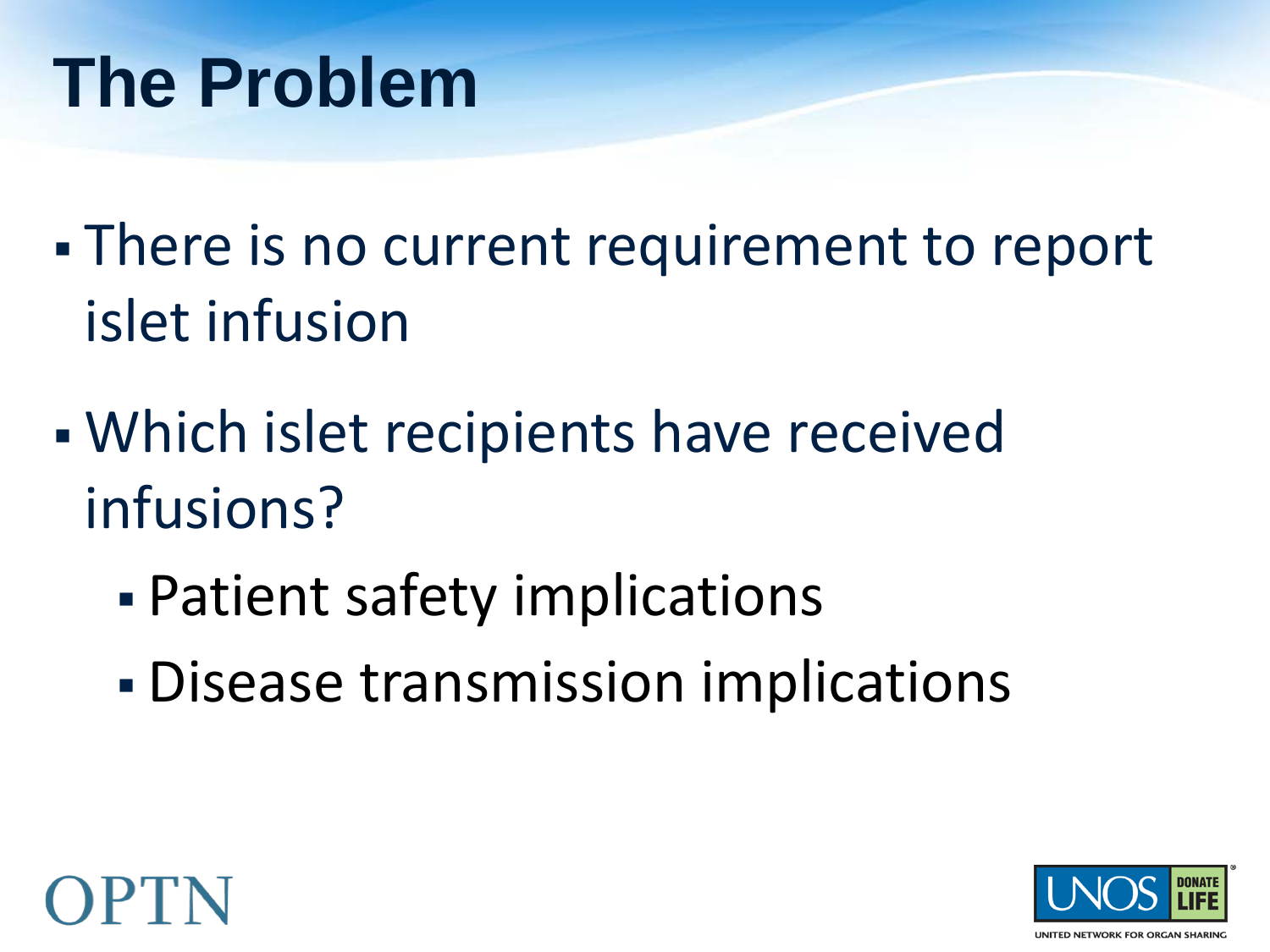# The Problem

- There is no current requirement to report islet infusion
- Which islet recipients have received infusions?
  - Patient safety implications
  - Disease transmission implications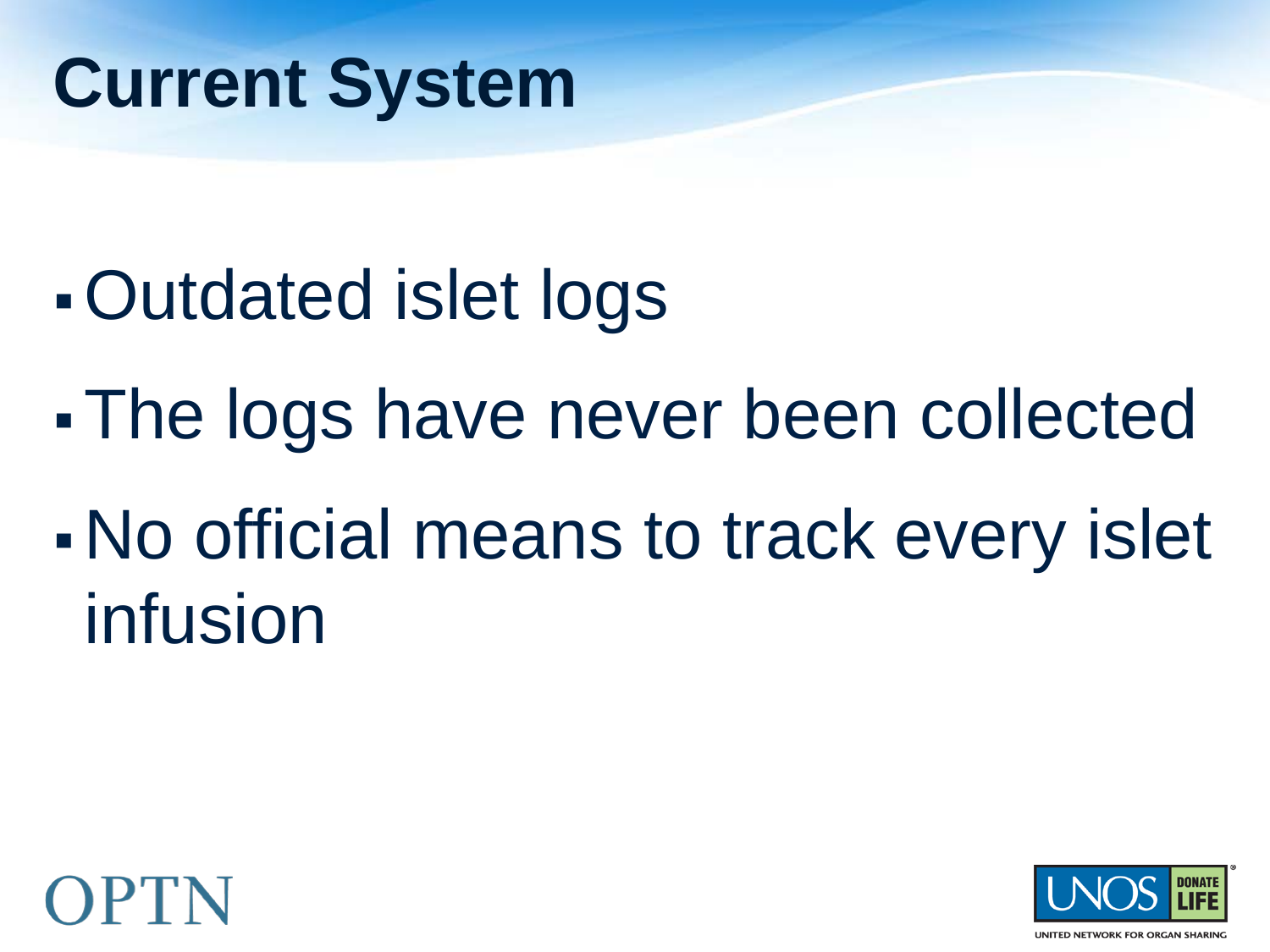# Current System

- Outdated islet logs
- The logs have never been collected
- No official means to track every islet infusion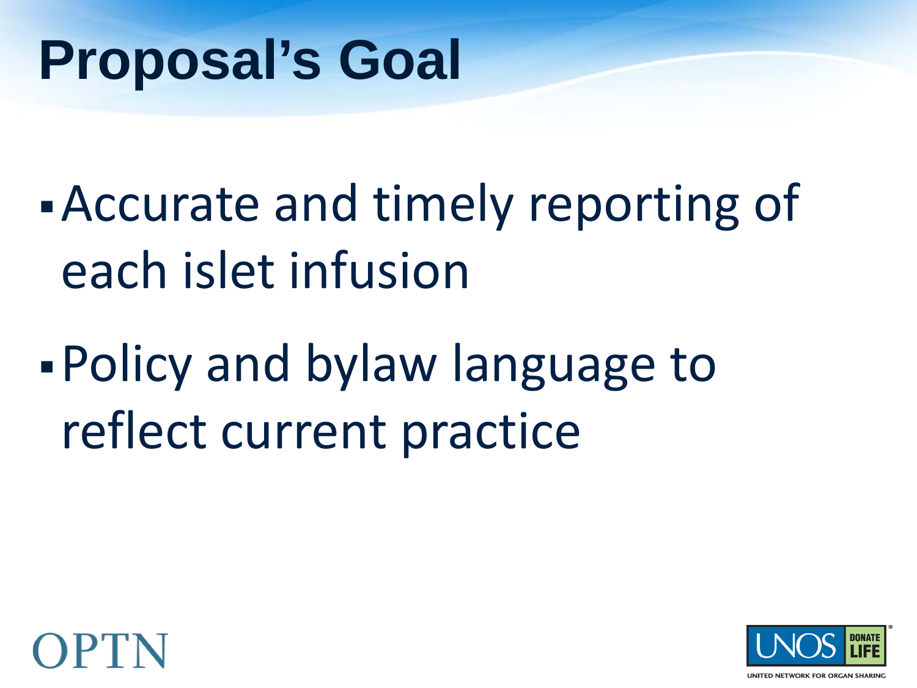# Proposal's Goal

- Accurate and timely reporting of each islet infusion
- Policy and bylaw language to reflect current practice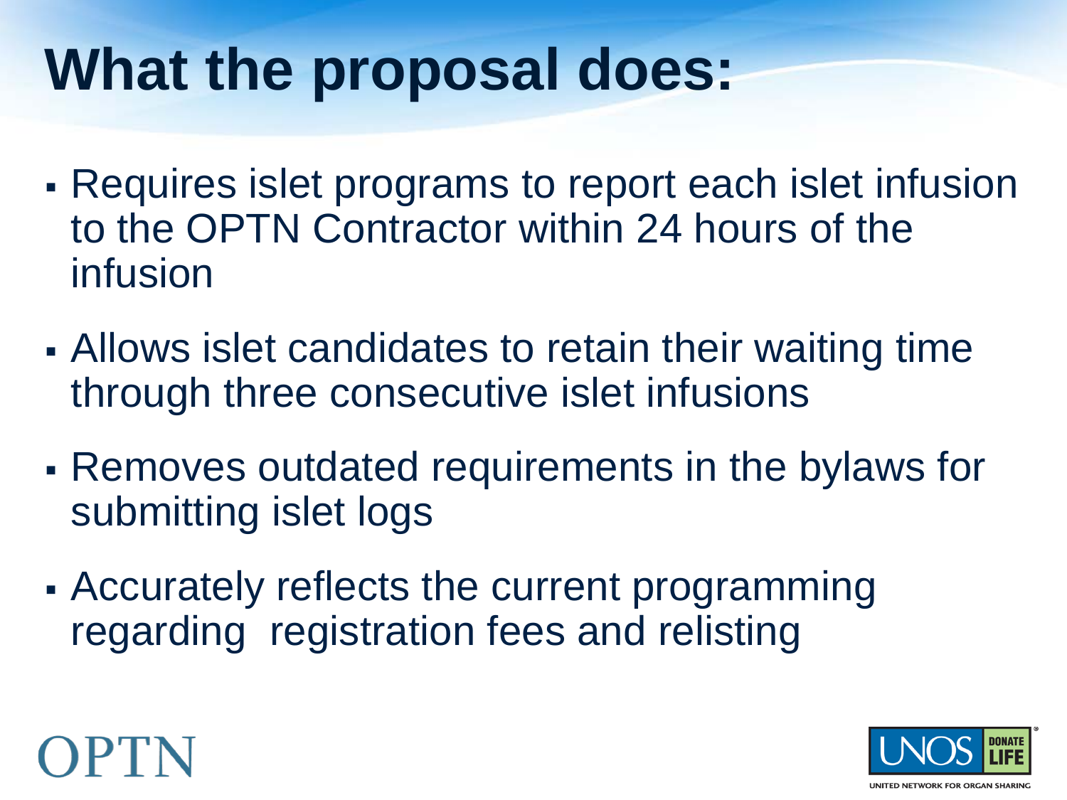# What the proposal does:

- Requires islet programs to report each islet infusion to the OPTN Contractor within 24 hours of the infusion
- Allows islet candidates to retain their waiting time through three consecutive islet infusions
- Removes outdated requirements in the bylaws for submitting islet logs
- Accurately reflects the current programming regarding registration fees and relisting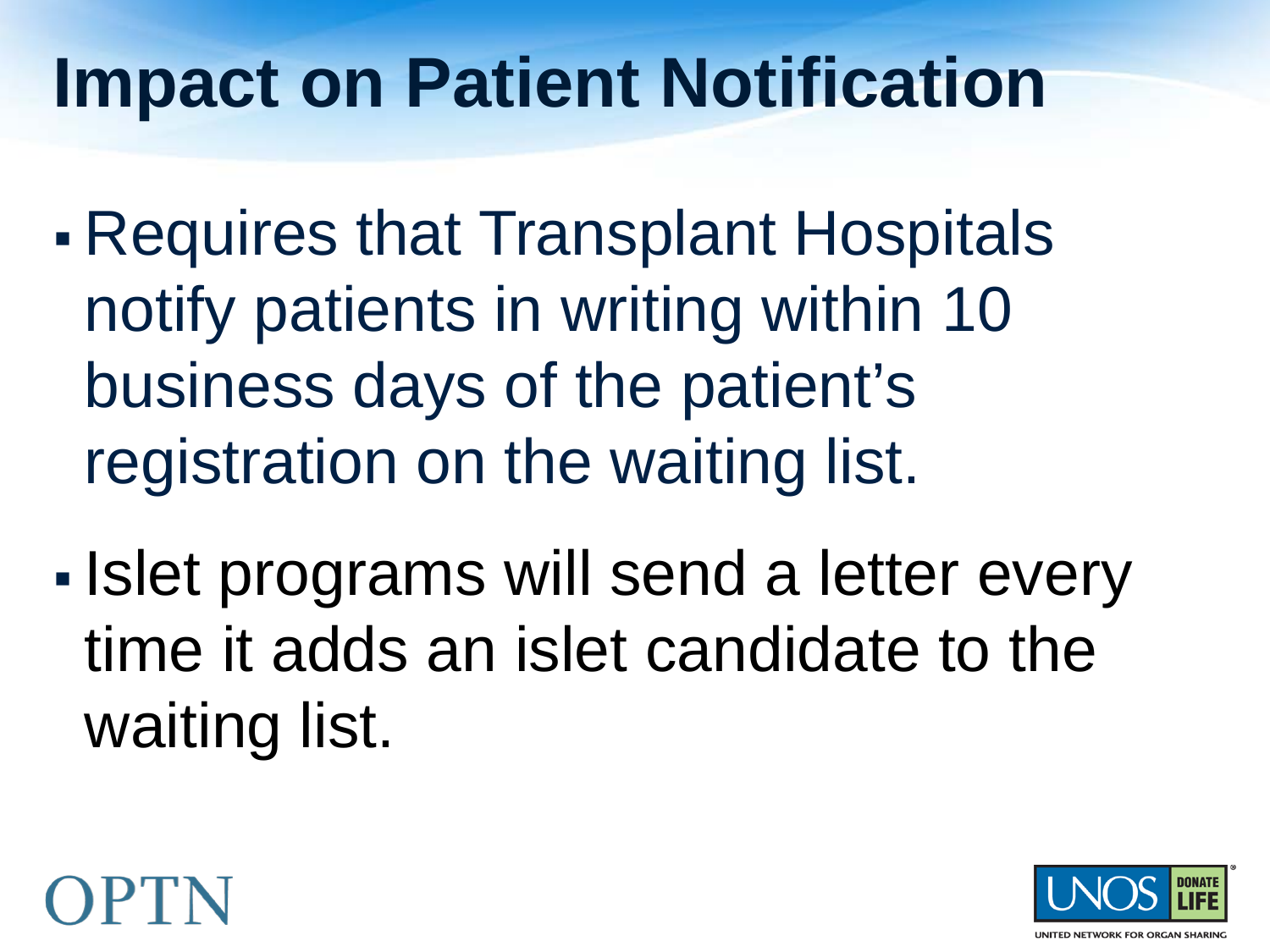# Impact on Patient Notification

- Requires that Transplant Hospitals notify patients in writing within 10 business days of the patient's registration on the waiting list.
- Islet programs will send a letter every time it adds an islet candidate to the waiting list.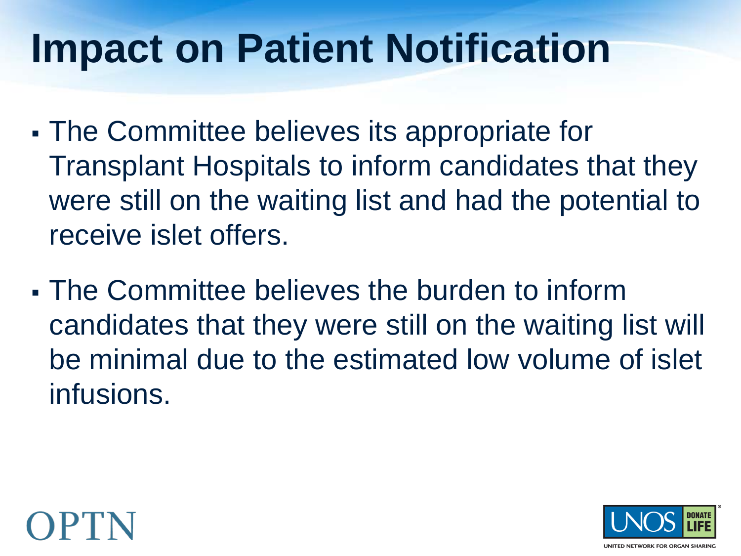# Impact on Patient Notification

- The Committee believes its appropriate for Transplant Hospitals to inform candidates that they were still on the waiting list and had the potential to receive islet offers.
- The Committee believes the burden to inform candidates that they were still on the waiting list will be minimal due to the estimated low volume of islet infusions.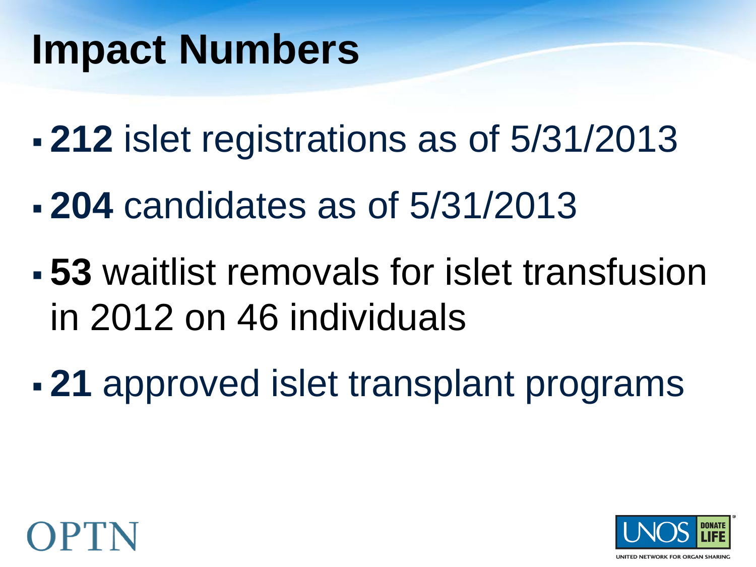# Impact Numbers

- **212** islet registrations as of 5/31/2013
- **204** candidates as of 5/31/2013
- **53** waitlist removals for islet transfusion in 2012 on 46 individuals
- **21** approved islet transplant programs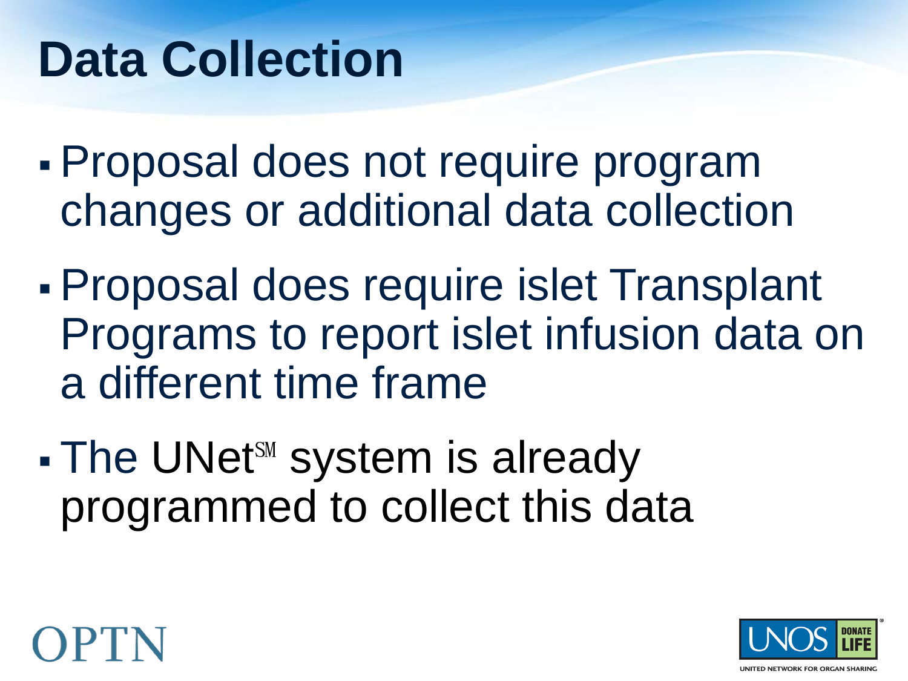# Data Collection

- Proposal does not require program changes or additional data collection
- Proposal does require islet Transplant Programs to report islet infusion data on a different time frame
- The UNet℠ system is already programmed to collect this data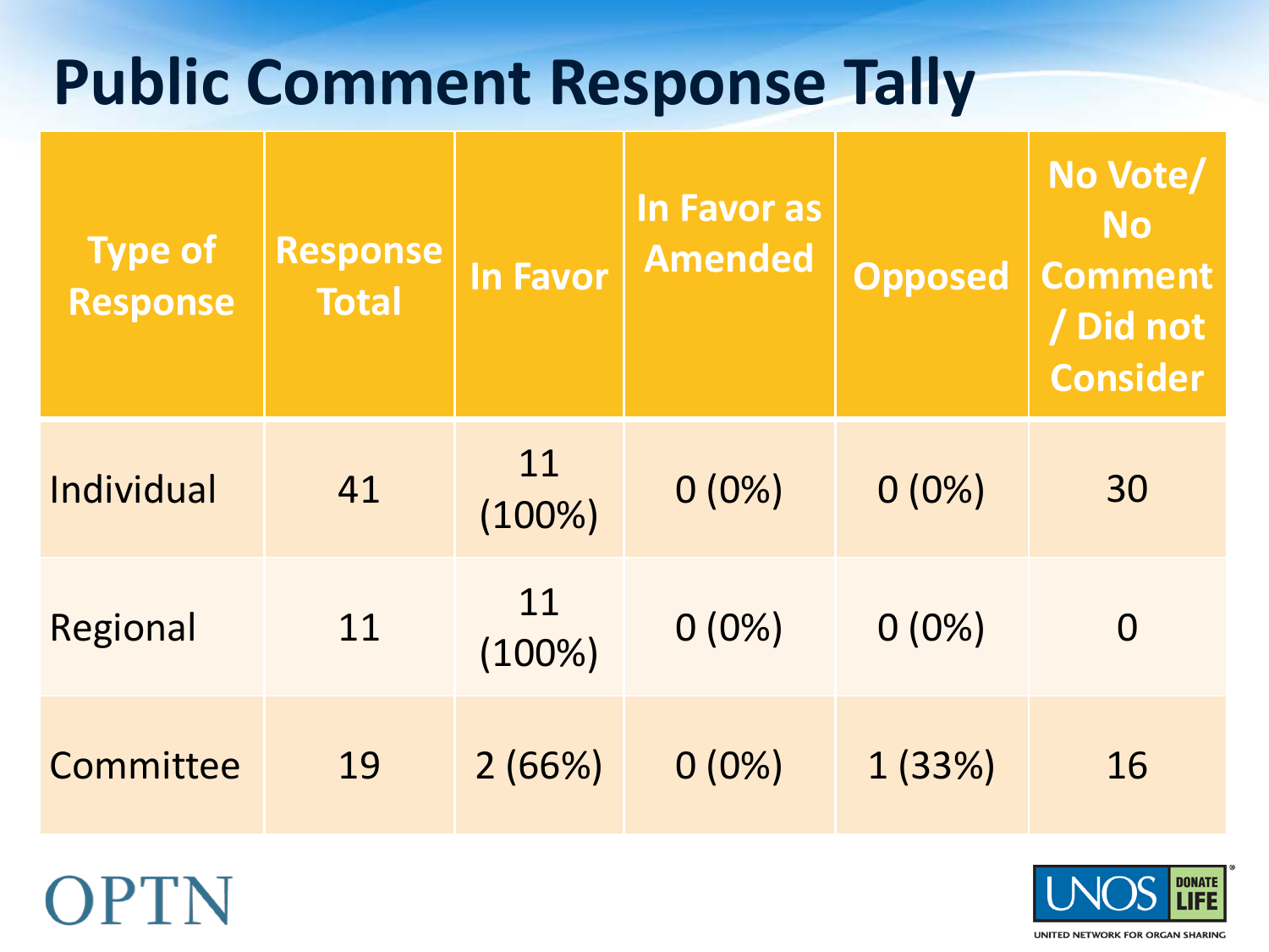# Public Comment Response Tally

| Type of Response | Response Total | In Favor | In Favor as Amended | Opposed | No Vote/ No Comment / Did not Consider |
|---|---|---|---|---|---|
| Individual | 41 | 11 (100%) | 0 (0%) | 0 (0%) | 30 |
| Regional | 11 | 11 (100%) | 0 (0%) | 0 (0%) | 0 |
| Committee | 19 | 2 (66%) | 0 (0%) | 1 (33%) | 16 |

OPTN

UNOS DONATE LIFE

UNITED NETWORK FOR ORGAN SHARING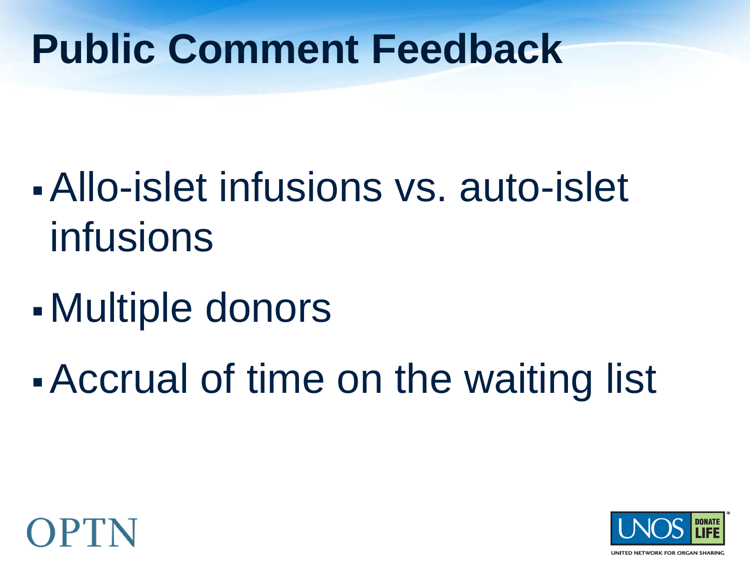# Public Comment Feedback

- Allo-islet infusions vs. auto-islet infusions
- Multiple donors
- Accrual of time on the waiting list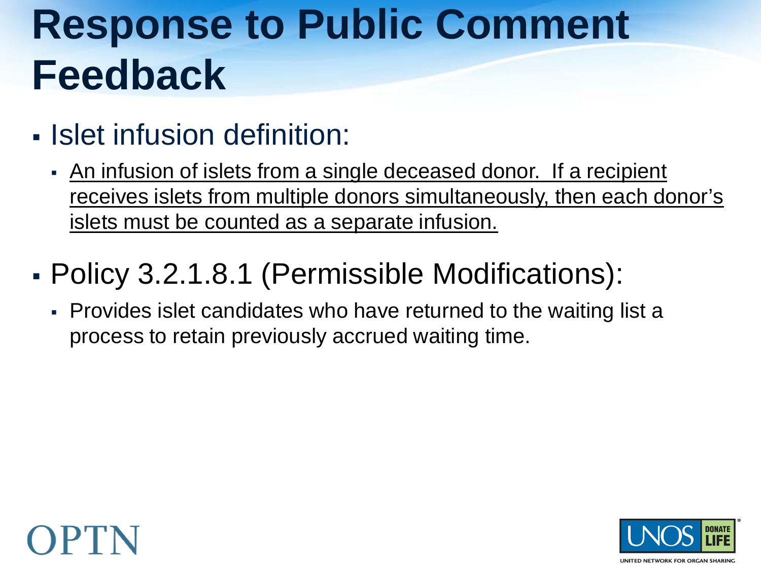# Response to Public Comment Feedback

- Islet infusion definition:
  - An infusion of islets from a single deceased donor. If a recipient receives islets from multiple donors simultaneously, then each donor's islets must be counted as a separate infusion.
- Policy 3.2.1.8.1 (Permissible Modifications):
  - Provides islet candidates who have returned to the waiting list a process to retain previously accrued waiting time.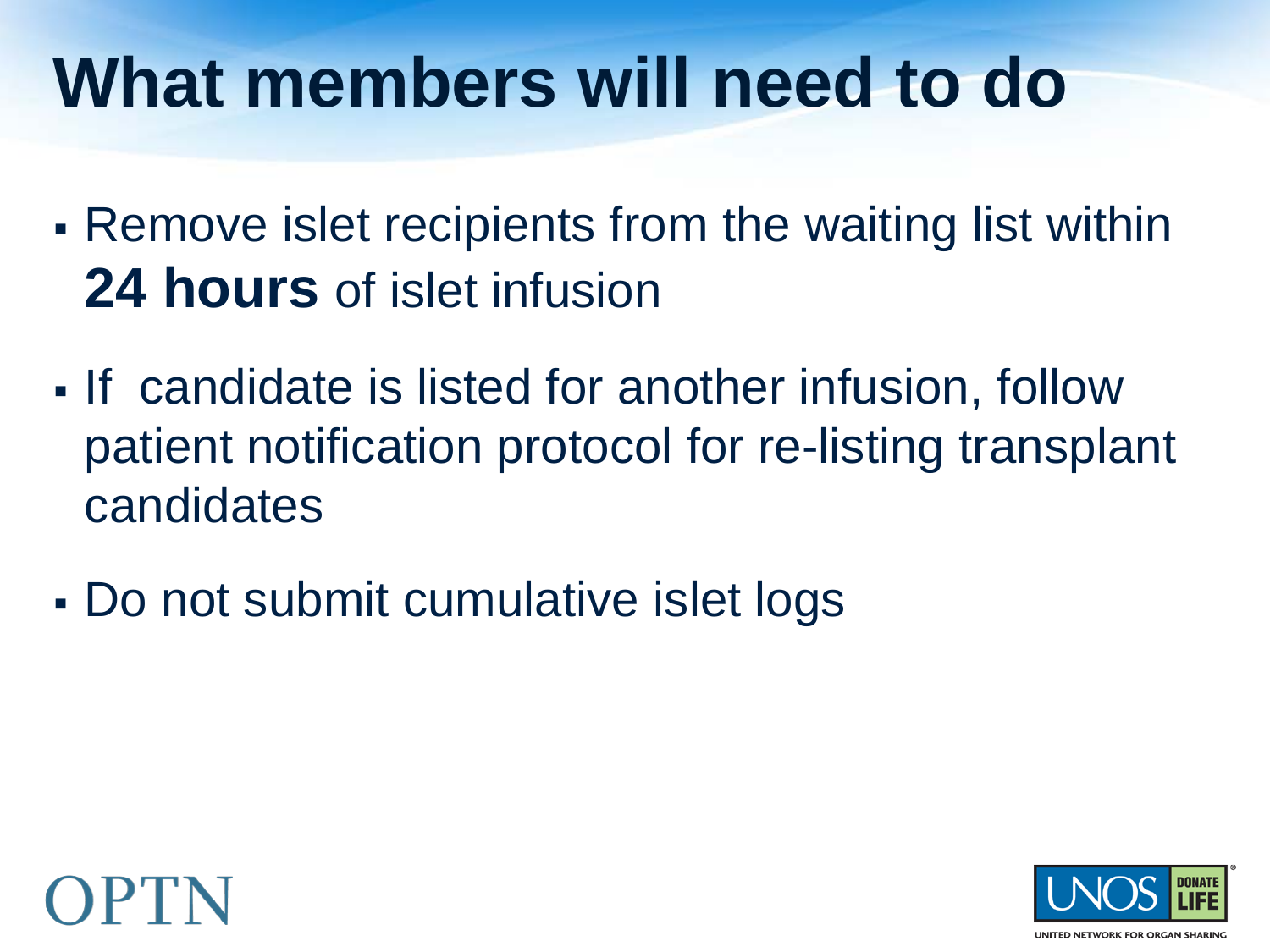# What members will need to do

- Remove islet recipients from the waiting list within **24 hours** of islet infusion
- If candidate is listed for another infusion, follow patient notification protocol for re-listing transplant candidates
- Do not submit cumulative islet logs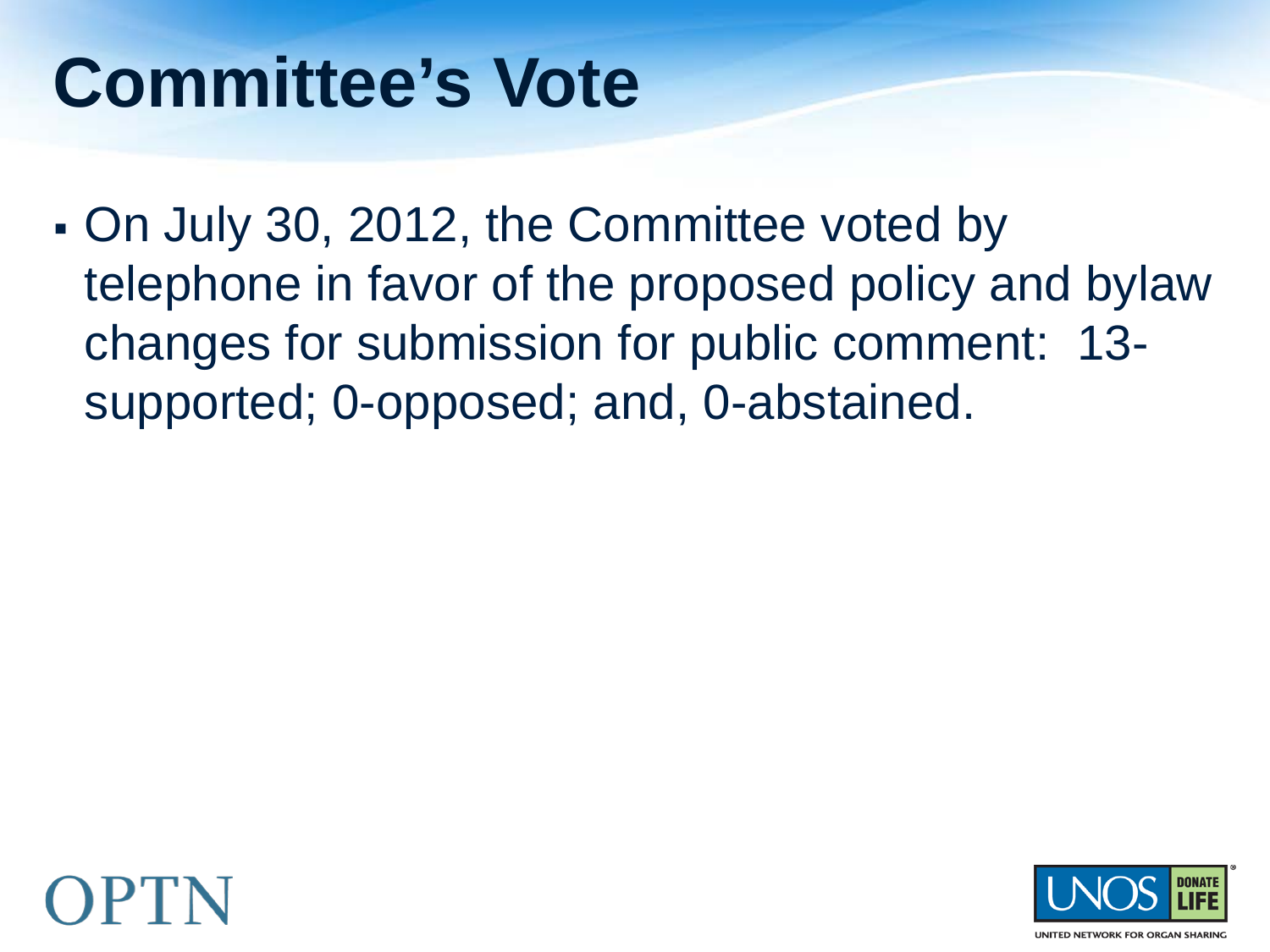# Committee's Vote

- On July 30, 2012, the Committee voted by telephone in favor of the proposed policy and bylaw changes for submission for public comment: 13-supported; 0-opposed; and, 0-abstained.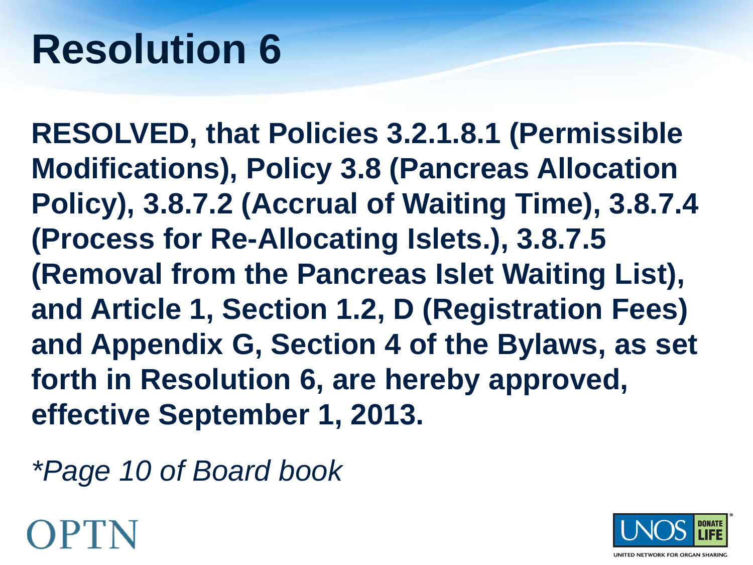# Resolution 6

**RESOLVED, that Policies 3.2.1.8.1 (Permissible Modifications), Policy 3.8 (Pancreas Allocation Policy), 3.8.7.2 (Accrual of Waiting Time), 3.8.7.4 (Process for Re-Allocating Islets.), 3.8.7.5 (Removal from the Pancreas Islet Waiting List), and Article 1, Section 1.2, D (Registration Fees) and Appendix G, Section 4 of the Bylaws, as set forth in Resolution 6, are hereby approved, effective September 1, 2013.**

*\*Page 10 of Board book*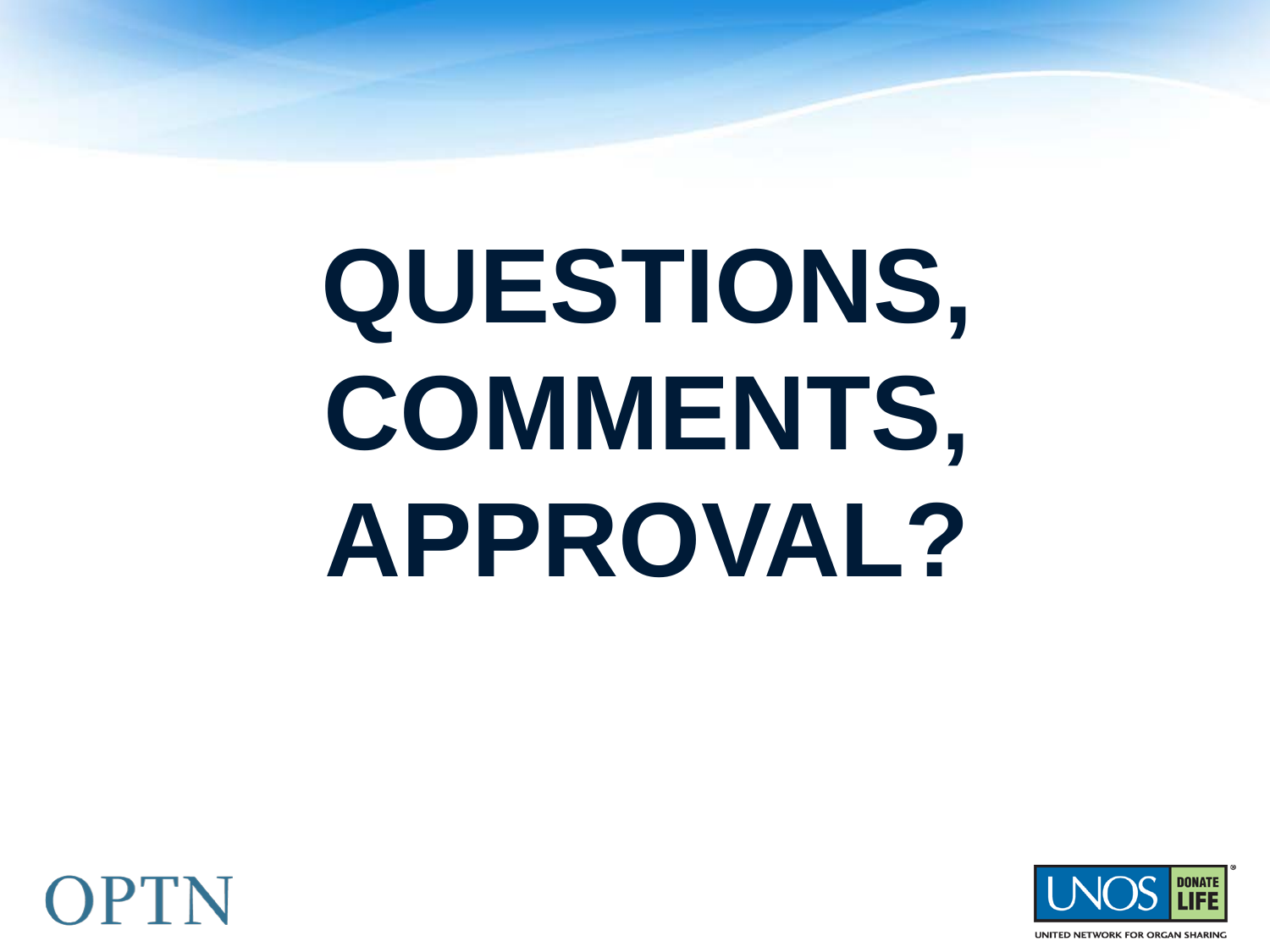# QUESTIONS, COMMENTS, APPROVAL?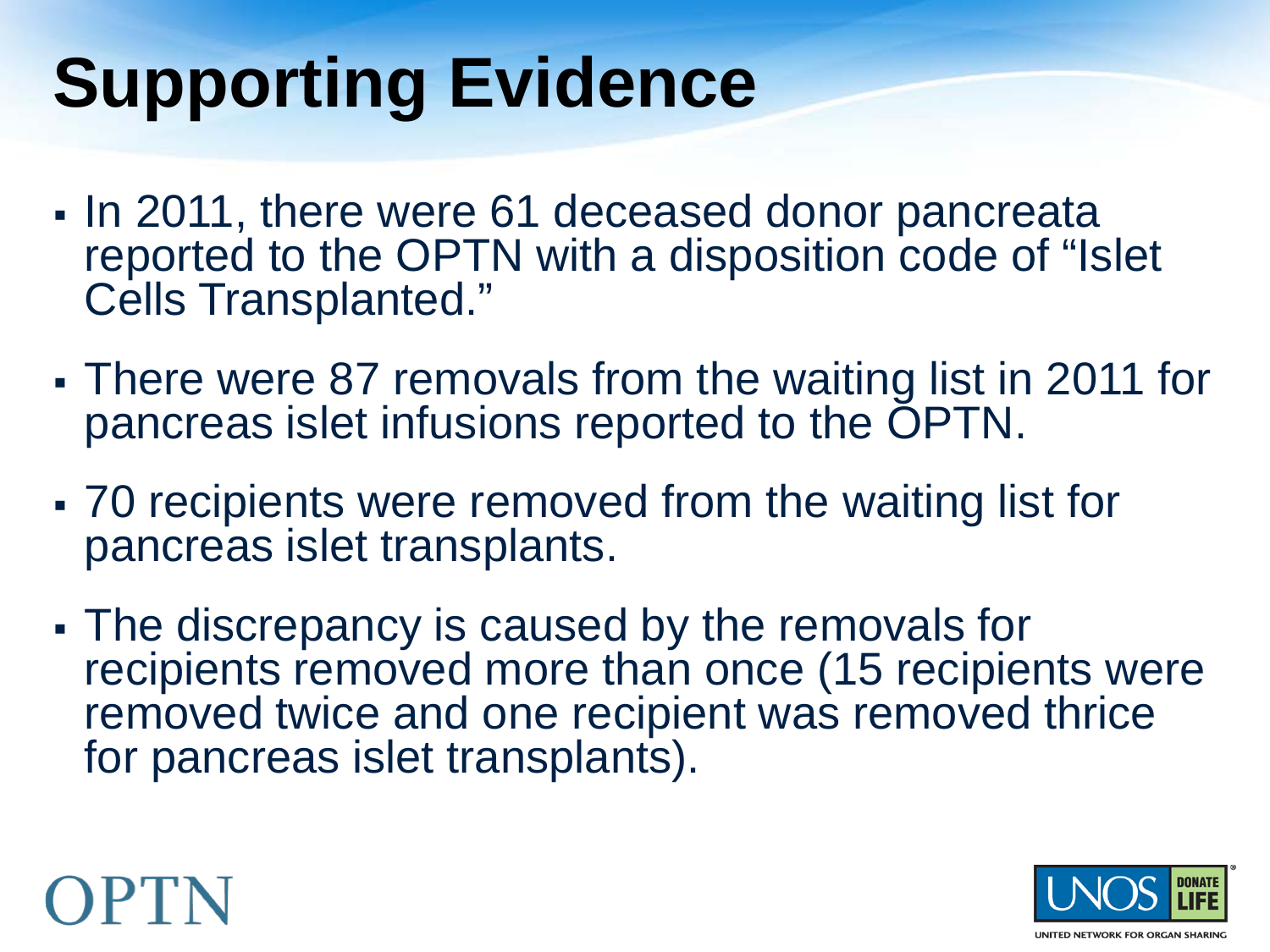# Supporting Evidence

- In 2011, there were 61 deceased donor pancreata reported to the OPTN with a disposition code of "Islet Cells Transplanted."
- There were 87 removals from the waiting list in 2011 for pancreas islet infusions reported to the OPTN.
- 70 recipients were removed from the waiting list for pancreas islet transplants.
- The discrepancy is caused by the removals for recipients removed more than once (15 recipients were removed twice and one recipient was removed thrice for pancreas islet transplants).